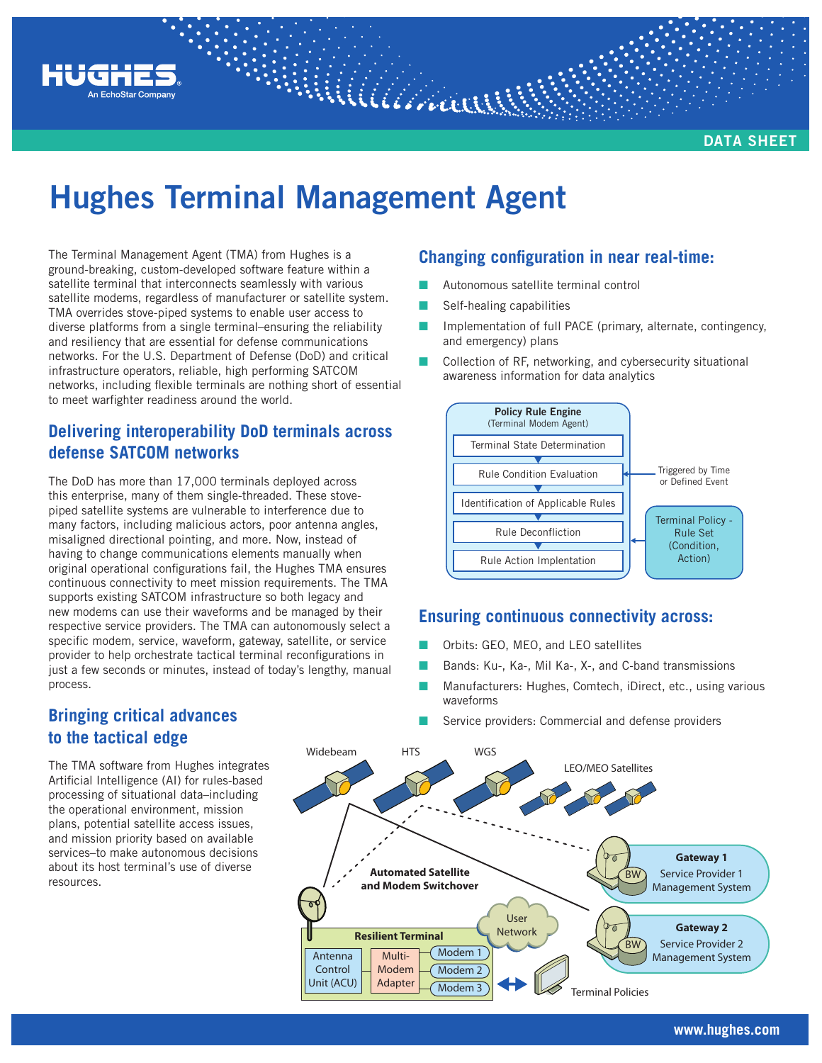DATA SHEET

# Hughes Terminal Management Agent

The Terminal Management Agent (TMA) from Hughes is a ground-breaking, custom-developed software feature within a satellite terminal that interconnects seamlessly with various satellite modems, regardless of manufacturer or satellite system. TMA overrides stove-piped systems to enable user access to diverse platforms from a single terminal–ensuring the reliability and resiliency that are essential for defense communications networks. For the U.S. Department of Defense (DoD) and critical infrastructure operators, reliable, high performing SATCOM networks, including flexible terminals are nothing short of essential to meet warfighter readiness around the world.

## Delivering interoperability DoD terminals across defense SATCOM networks

The DoD has more than 17,000 terminals deployed across this enterprise, many of them single-threaded. These stove-piped satellite systems are vulnerable to interference due to many factors, including malicious actors, poor antenna angles, misaligned directional pointing, and more. Now, instead of having to change communications elements manually when original operational configurations fail, the Hughes TMA ensures continuous connectivity to meet mission requirements. The TMA supports existing SATCOM infrastructure so both legacy and new modems can use their waveforms and be managed by their respective service providers. The TMA can autonomously select a specific modem, service, waveform, gateway, satellite, or service provider to help orchestrate tactical terminal reconfigurations in just a few seconds or minutes, instead of today's lengthy, manual process.

## Bringing critical advances to the tactical edge

The TMA software from Hughes integrates Artificial Intelligence (AI) for rules-based processing of situational data–including the operational environment, mission plans, potential satellite access issues, and mission priority based on available services–to make autonomous decisions about its host terminal's use of diverse resources.

## Changing configuration in near real-time:

- Autonomous satellite terminal control
- Self-healing capabilities
- Implementation of full PACE (primary, alternate, contingency, and emergency) plans
- Collection of RF, networking, and cybersecurity situational awareness information for data analytics

**Policy Rule Engine** (Terminal Modem Agent)

- Terminal State Determination
- Rule Condition Evaluation ← Triggered by Time or Defined Event
- Identification of Applicable Rules
- Rule Deconfliction ← Terminal Policy - Rule Set (Condition, Action)
- Rule Action Implentation

## Ensuring continuous connectivity across:

- Orbits: GEO, MEO, and LEO satellites
- Bands: Ku-, Ka-, Mil Ka-, X-, and C-band transmissions
- Manufacturers: Hughes, Comtech, iDirect, etc., using various waveforms
- Service providers: Commercial and defense providers

Widebeam | HTS | WGS | LEO/MEO Satellites

**Automated Satellite and Modem Switchover**

**Gateway 1** – BW – Service Provider 1 Management System

**Gateway 2** – BW – Service Provider 2 Management System

**Resilient Terminal**: Antenna Control Unit (ACU) – Multi-Modem Adapter – Modem 1, Modem 2, Modem 3

User Network

Terminal Policies

www.hughes.com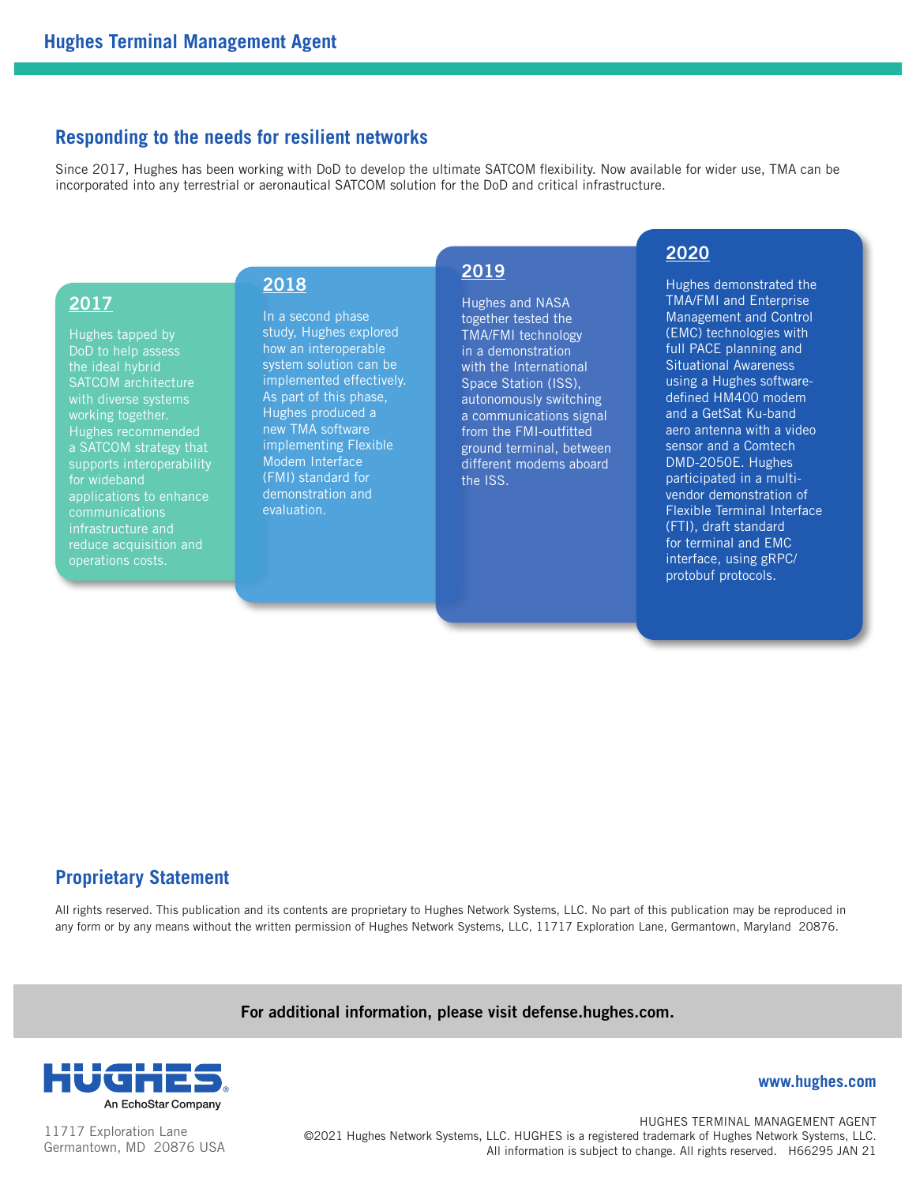## Responding to the needs for resilient networks

Since 2017, Hughes has been working with DoD to develop the ultimate SATCOM flexibility. Now available for wider use, TMA can be incorporated into any terrestrial or aeronautical SATCOM solution for the DoD and critical infrastructure.

### 2017

Hughes tapped by DoD to help assess the ideal hybrid SATCOM architecture with diverse systems working together. Hughes recommended a SATCOM strategy that supports interoperability for wideband applications to enhance communications infrastructure and reduce acquisition and operations costs.

### 2018

In a second phase study, Hughes explored how an interoperable system solution can be implemented effectively. As part of this phase, Hughes produced a new TMA software implementing Flexible Modem Interface (FMI) standard for demonstration and evaluation.

### 2019

Hughes and NASA together tested the TMA/FMI technology in a demonstration with the International Space Station (ISS), autonomously switching a communications signal from the FMI-outfitted ground terminal, between different modems aboard the ISS.

### 2020

Hughes demonstrated the TMA/FMI and Enterprise Management and Control (EMC) technologies with full PACE planning and Situational Awareness using a Hughes software-defined HM400 modem and a GetSat Ku-band aero antenna with a video sensor and a Comtech DMD-2050E. Hughes participated in a multi-vendor demonstration of Flexible Terminal Interface (FTI), draft standard for terminal and EMC interface, using gRPC/protobuf protocols.

## Proprietary Statement

All rights reserved. This publication and its contents are proprietary to Hughes Network Systems, LLC. No part of this publication may be reproduced in any form or by any means without the written permission of Hughes Network Systems, LLC, 11717 Exploration Lane, Germantown, Maryland 20876.

**For additional information, please visit defense.hughes.com.**

HUGHES
An EchoStar Company

11717 Exploration Lane
Germantown, MD 20876 USA

**www.hughes.com**

HUGHES TERMINAL MANAGEMENT AGENT
©2021 Hughes Network Systems, LLC. HUGHES is a registered trademark of Hughes Network Systems, LLC.
All information is subject to change. All rights reserved. H66295 JAN 21